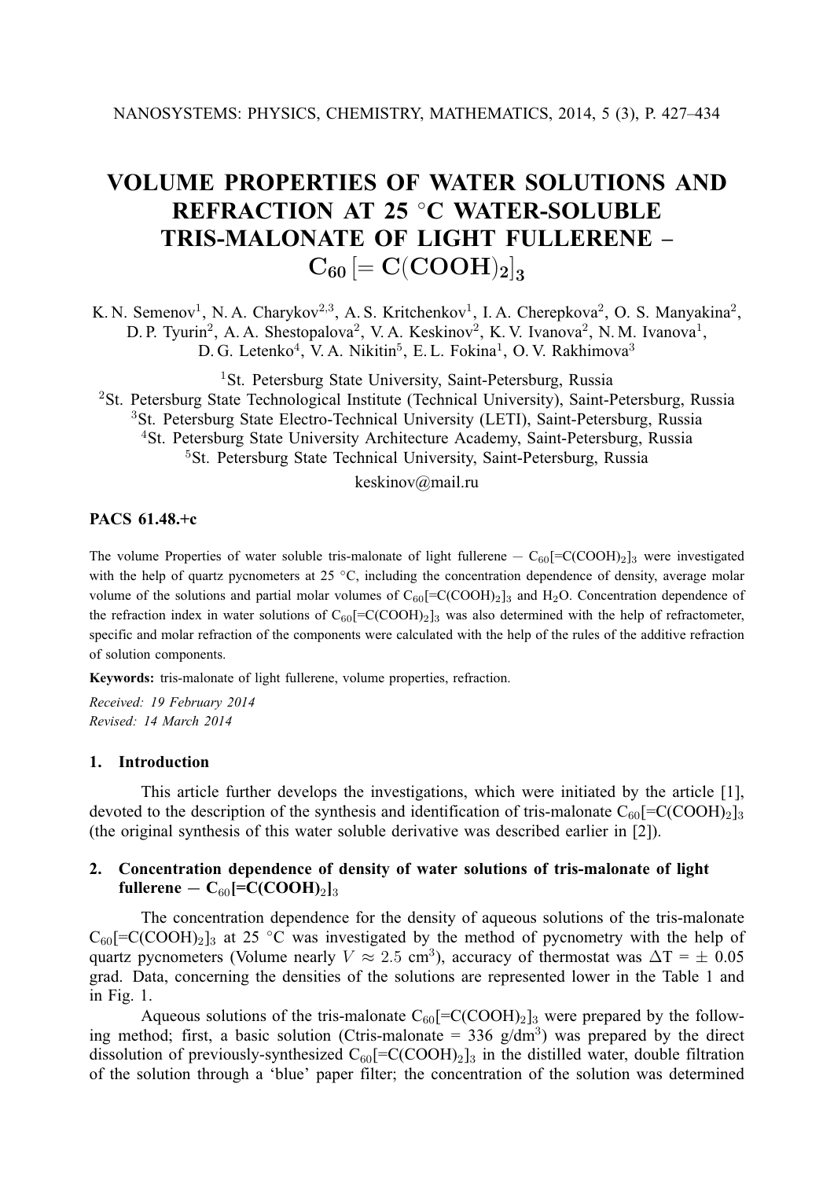# VOLUME PROPERTIES OF WATER SOLUTIONS AND REFRACTION AT 25 °C WATER-SOLUBLE TRIS-MALONATE OF LIGHT FULLERENE – $C_{60}[=C(COOH)_2]_3$

K. N. Semenov[1], N. A. Charykov[2,3], A. S. Kritchenkov[1], I. A. Cherepkova[2], O. S. Manyakina[2], D. P. Tyurin[2], A. A. Shestopalova[2], V. A. Keskinov[2], K. V. Ivanova[2], N. M. Ivanova[1], D. G. Letenko[4], V. A. Nikitin[5], E. L. Fokina[1], O. V. Rakhimova[3]

[1]St. Petersburg State University, Saint-Petersburg, Russia
[2]St. Petersburg State Technological Institute (Technical University), Saint-Petersburg, Russia
[3]St. Petersburg State Electro-Technical University (LETI), Saint-Petersburg, Russia
[4]St. Petersburg State University Architecture Academy, Saint-Petersburg, Russia
[5]St. Petersburg State Technical University, Saint-Petersburg, Russia

keskinov@mail.ru

**PACS 61.48.+c**

The volume Properties of water soluble tris-malonate of light fullerene — $C_{60}[=C(COOH)_2]_3$ were investigated with the help of quartz pycnometers at 25 °C, including the concentration dependence of density, average molar volume of the solutions and partial molar volumes of $C_{60}[=C(COOH)_2]_3$ and $H_2O$. Concentration dependence of the refraction index in water solutions of $C_{60}[=C(COOH)_2]_3$ was also determined with the help of refractometer, specific and molar refraction of the components were calculated with the help of the rules of the additive refraction of solution components.

**Keywords:** tris-malonate of light fullerene, volume properties, refraction.

*Received: 19 February 2014*
*Revised: 14 March 2014*

## 1. Introduction

This article further develops the investigations, which were initiated by the article [1], devoted to the description of the synthesis and identification of tris-malonate $C_{60}[=C(COOH)_2]_3$ (the original synthesis of this water soluble derivative was described earlier in [2]).

## 2. Concentration dependence of density of water solutions of tris-malonate of light fullerene — $C_{60}[=C(COOH)_2]_3$

The concentration dependence for the density of aqueous solutions of the tris-malonate $C_{60}[=C(COOH)_2]_3$ at 25 °C was investigated by the method of pycnometry with the help of quartz pycnometers (Volume nearly $V \approx 2.5$ cm$^3$), accuracy of thermostat was $\Delta T = \pm 0.05$ grad. Data, concerning the densities of the solutions are represented lower in the Table 1 and in Fig. 1.

Aqueous solutions of the tris-malonate $C_{60}[=C(COOH)_2]_3$ were prepared by the following method; first, a basic solution (Ctris-malonate = 336 g/dm$^3$) was prepared by the direct dissolution of previously-synthesized $C_{60}[=C(COOH)_2]_3$ in the distilled water, double filtration of the solution through a 'blue' paper filter; the concentration of the solution was determined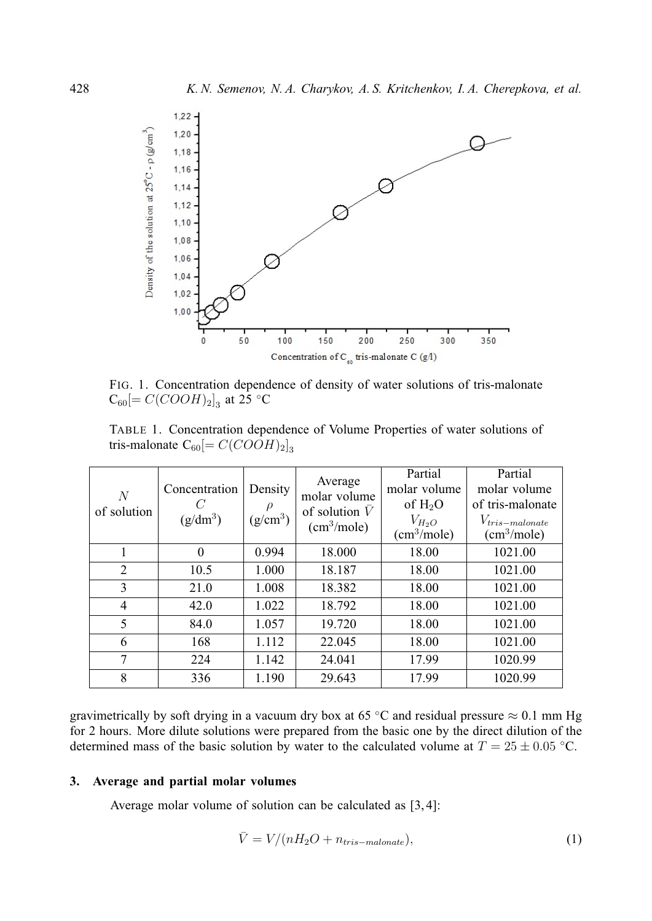1,22
1,20
1,18
1,16
1,14
1,12
1,10
1,08
1,06
1,04
1,02
1,00

Density of the solution at 25°C - ρ (g/cm³)

0 50 100 150 200 250 300 350

Concentration of $C_{60}$ tris-malonate C (g/l)

FIG. 1. Concentration dependence of density of water solutions of tris-malonate $C_{60}[=C(COOH)_2]_3$ at 25 °C

TABLE 1. Concentration dependence of Volume Properties of water solutions of tris-malonate $C_{60}[=C(COOH)_2]_3$

| $N$ of solution | Concentration $C$ (g/dm$^3$) | Density $\rho$ (g/cm$^3$) | Average molar volume of solution $\bar{V}$ (cm$^3$/mole) | Partial molar volume of $H_2O$ $V_{H_2O}$ (cm$^3$/mole) | Partial molar volume of tris-malonate $V_{tris-malonate}$ (cm$^3$/mole) |
|---|---|---|---|---|---|
| 1 | 0 | 0.994 | 18.000 | 18.00 | 1021.00 |
| 2 | 10.5 | 1.000 | 18.187 | 18.00 | 1021.00 |
| 3 | 21.0 | 1.008 | 18.382 | 18.00 | 1021.00 |
| 4 | 42.0 | 1.022 | 18.792 | 18.00 | 1021.00 |
| 5 | 84.0 | 1.057 | 19.720 | 18.00 | 1021.00 |
| 6 | 168 | 1.112 | 22.045 | 18.00 | 1021.00 |
| 7 | 224 | 1.142 | 24.041 | 17.99 | 1020.99 |
| 8 | 336 | 1.190 | 29.643 | 17.99 | 1020.99 |

gravimetrically by soft drying in a vacuum dry box at 65 °C and residual pressure ≈ 0.1 mm Hg for 2 hours. More dilute solutions were prepared from the basic one by the direct dilution of the determined mass of the basic solution by water to the calculated volume at $T = 25 \pm 0.05$ °C.

### 3. Average and partial molar volumes

Average molar volume of solution can be calculated as [3, 4]:

$$\bar{V} = V/(nH_2O + n_{tris-malonate}), \tag{1}$$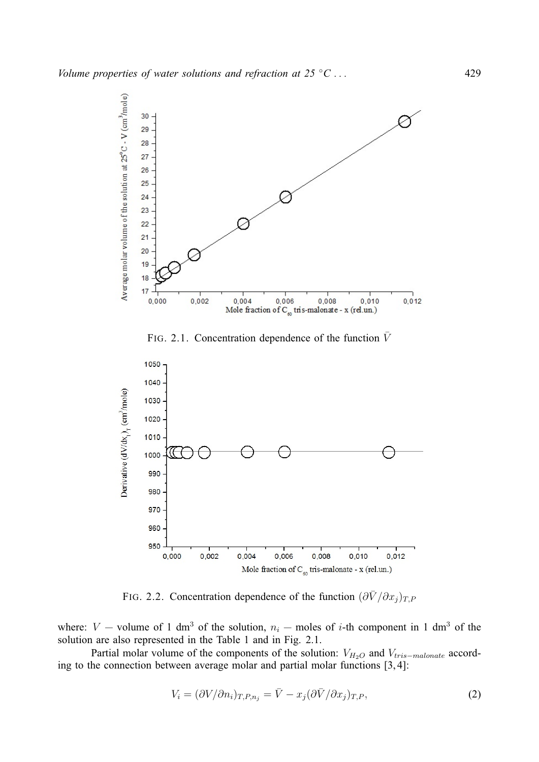Average molar volume of the solution at 25°C - V (cm³/mole)

30
29
28
27
26
25
24
23
22
21
20
19
18
17

0,000 0,002 0,004 0,006 0,008 0,010 0,012

Mole fraction of $C_{60}$ tris-malonate - x (rel.un.)

FIG. 2.1. Concentration dependence of the function $\bar{V}$

Derivative $(dV/dx_1)_T$ (cm³/mole)

1050
1040
1030
1020
1010
1000
990
980
970
960
950

0,000 0,002 0,004 0,006 0,008 0,010 0,012

Mole fraction of $C_{60}$ tris-malonate - x (rel.un.)

FIG. 2.2. Concentration dependence of the function $(\partial\bar{V}/\partial x_j)_{T,P}$

where: $V$ — volume of 1 dm$^3$ of the solution, $n_i$ — moles of $i$-th component in 1 dm$^3$ of the solution are also represented in the Table 1 and in Fig. 2.1.

Partial molar volume of the components of the solution: $V_{H_2O}$ and $V_{tris-malonate}$ according to the connection between average molar and partial molar functions [3, 4]:

$$V_i = (\partial V/\partial n_i)_{T,P,n_j} = \bar{V} - x_j(\partial\bar{V}/\partial x_j)_{T,P}, \tag{2}$$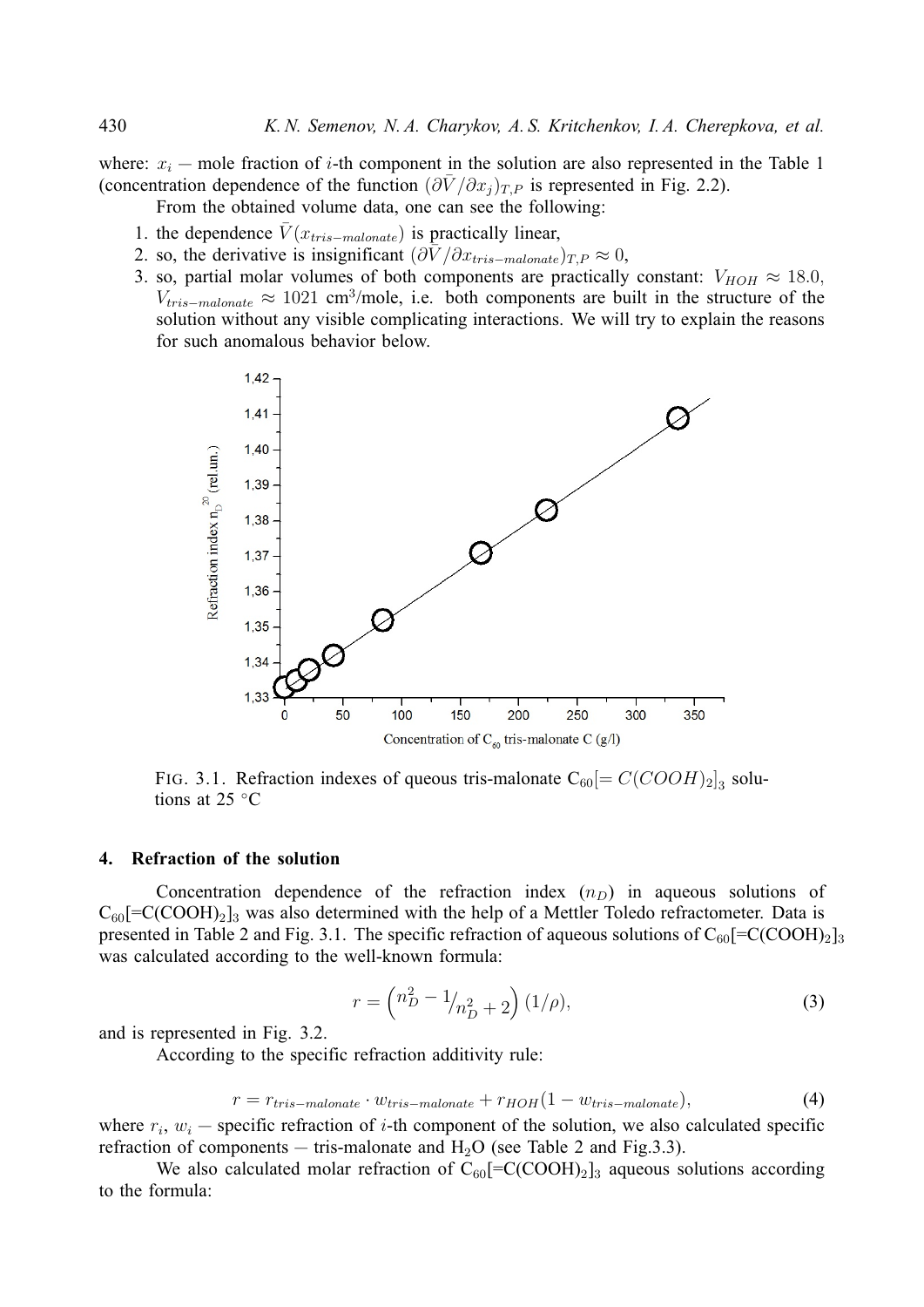where: $x_i$ — mole fraction of $i$-th component in the solution are also represented in the Table 1 (concentration dependence of the function $(\partial \bar{V}/\partial x_j)_{T,P}$ is represented in Fig. 2.2).

From the obtained volume data, one can see the following:

1. the dependence $\bar{V}(x_{tris-malonate})$ is practically linear,
2. so, the derivative is insignificant $(\partial \bar{V}/\partial x_{tris-malonate})_{T,P} \approx 0$,
3. so, partial molar volumes of both components are practically constant: $V_{HOH} \approx 18.0$, $V_{tris-malonate} \approx 1021$ cm$^3$/mole, i.e. both components are built in the structure of the solution without any visible complicating interactions. We will try to explain the reasons for such anomalous behavior below.

1,42
1,41
1,40
1,39
1,38
1,37
1,36
1,35
1,34
1,33
Refraction index $n_D^{20}$ (rel.un.)
0 50 100 150 200 250 300 350
Concentration of $C_{60}$ tris-malonate C (g/l)

FIG. 3.1. Refraction indexes of queous tris-malonate $C_{60}[=C(COOH)_2]_3$ solutions at 25 °C

## 4. Refraction of the solution

Concentration dependence of the refraction index ($n_D$) in aqueous solutions of $C_{60}[=C(COOH)_2]_3$ was also determined with the help of a Mettler Toledo refractometer. Data is presented in Table 2 and Fig. 3.1. The specific refraction of aqueous solutions of $C_{60}[=C(COOH)_2]_3$ was calculated according to the well-known formula:

$$r = \left(n_D^2 - 1/_{n_D^2} + 2\right)(1/\rho), \tag{3}$$

and is represented in Fig. 3.2.

According to the specific refraction additivity rule:

$$r = r_{tris-malonate} \cdot w_{tris-malonate} + r_{HOH}(1 - w_{tris-malonate}), \tag{4}$$

where $r_i$, $w_i$ — specific refraction of $i$-th component of the solution, we also calculated specific refraction of components — tris-malonate and $H_2O$ (see Table 2 and Fig.3.3).

We also calculated molar refraction of $C_{60}[=C(COOH)_2]_3$ aqueous solutions according to the formula: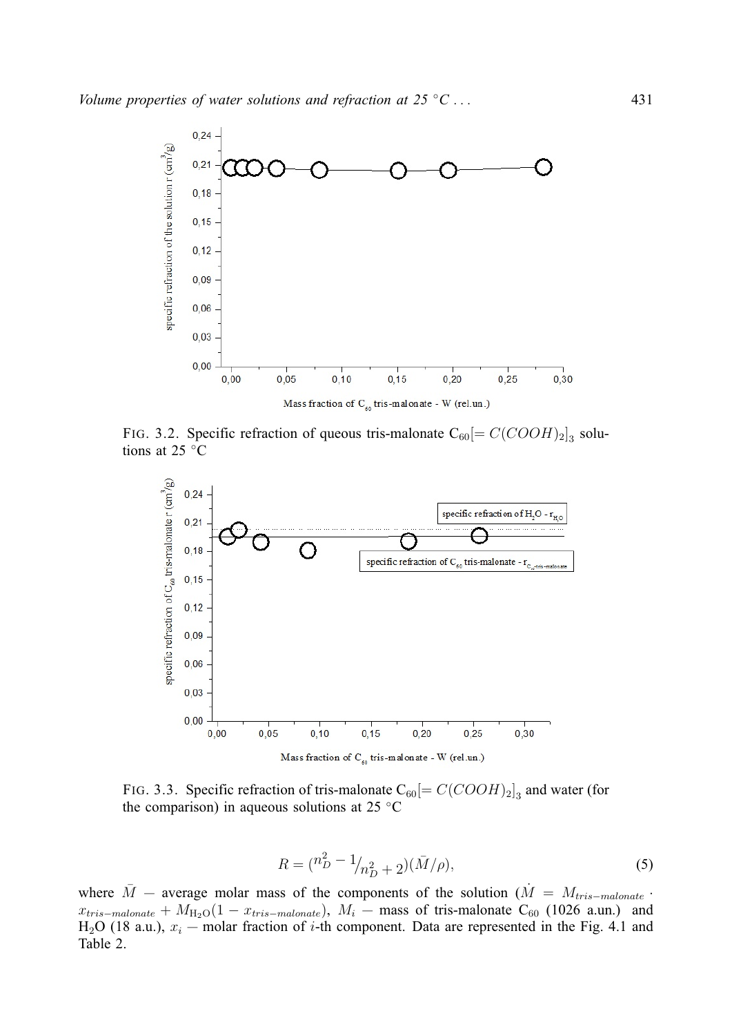0,24

0,21

0,18

0,15

0,12

0,09

0,06

0,03

0,00

0,00 0,05 0,10 0,15 0,20 0,25 0,30

specific refraction of the solution r (cm$^3$/g)

Mass fraction of $C_{60}$ tris-malonate - W (rel.un.)

FIG. 3.2. Specific refraction of queous tris-malonate $C_{60}[=C(COOH)_2]_3$ solutions at 25 °C

0,24

0,21

0,18

0,15

0,12

0,09

0,06

0,03

0,00

0,00 0,05 0,10 0,15 0,20 0,25 0,30

specific refraction of $C_{60}$ tris-malonate r (cm$^3$/g)

specific refraction of $H_2O$ - $r_{H_2O}$

specific refraction of $C_{60}$ tris-malonate - $r_{C_{60}\text{-tris-malonate}}$

Mass fraction of $C_{60}$ tris-malonate - W (rel.un.)

FIG. 3.3. Specific refraction of tris-malonate $C_{60}[=C(COOH)_2]_3$ and water (for the comparison) in aqueous solutions at 25 °C

$$R = ({n_D^2 - 1}/{n_D^2 + 2})(\bar{M}/\rho), \tag{5}$$

where $\bar{M}$ — average molar mass of the components of the solution ($\dot{M} = M_{tris-malonate} \cdot x_{tris-malonate} + M_{H_2O}(1 - x_{tris-malonate})$, $M_i$ — mass of tris-malonate $C_{60}$ (1026 a.un.) and $H_2O$ (18 a.u.), $x_i$ — molar fraction of $i$-th component. Data are represented in the Fig. 4.1 and Table 2.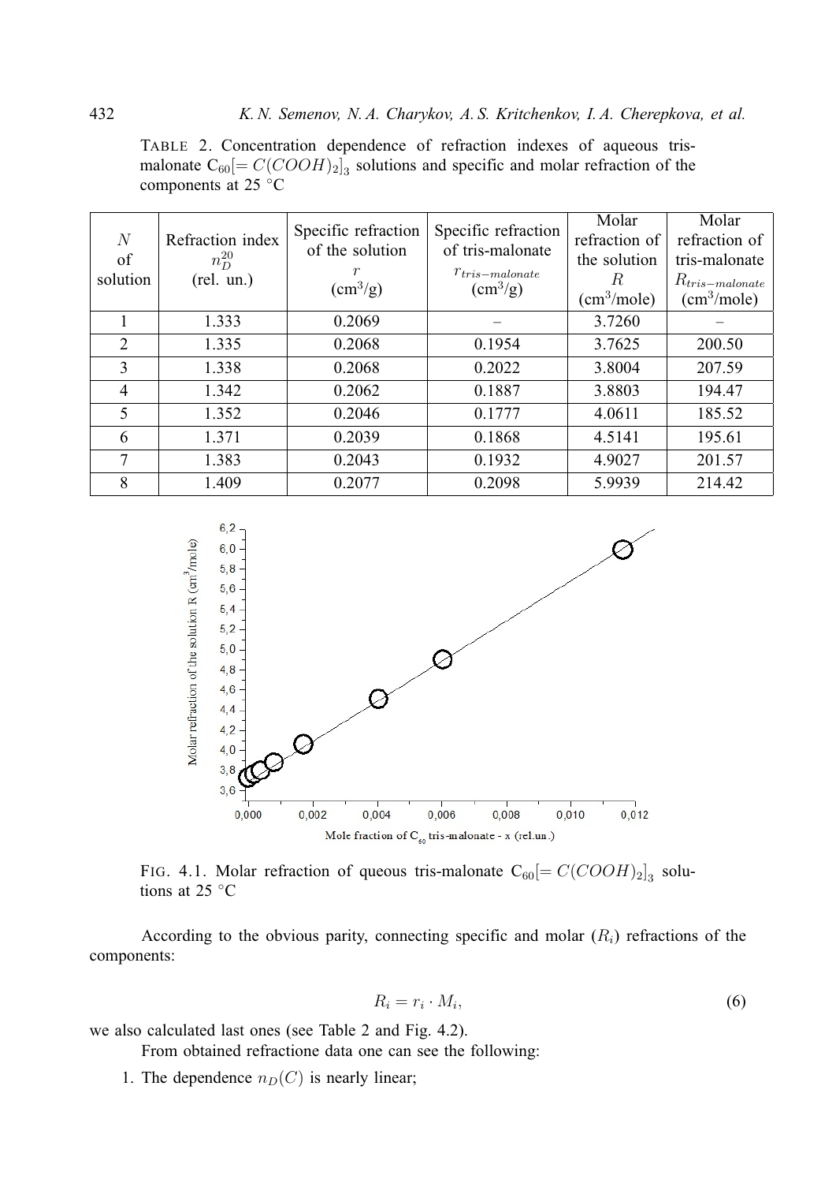TABLE 2. Concentration dependence of refraction indexes of aqueous tris-malonate $C_{60}[=C(COOH)_2]_3$ solutions and specific and molar refraction of the components at 25 °C

| $N$ of solution | Refraction index $n_D^{20}$ (rel. un.) | Specific refraction of the solution $r$ (cm$^3$/g) | Specific refraction of tris-malonate $r_{tris-malonate}$ (cm$^3$/g) | Molar refraction of the solution $R$ (cm$^3$/mole) | Molar refraction of tris-malonate $R_{tris-malonate}$ (cm$^3$/mole) |
|---|---|---|---|---|---|
| 1 | 1.333 | 0.2069 | – | 3.7260 | – |
| 2 | 1.335 | 0.2068 | 0.1954 | 3.7625 | 200.50 |
| 3 | 1.338 | 0.2068 | 0.2022 | 3.8004 | 207.59 |
| 4 | 1.342 | 0.2062 | 0.1887 | 3.8803 | 194.47 |
| 5 | 1.352 | 0.2046 | 0.1777 | 4.0611 | 185.52 |
| 6 | 1.371 | 0.2039 | 0.1868 | 4.5141 | 195.61 |
| 7 | 1.383 | 0.2043 | 0.1932 | 4.9027 | 201.57 |
| 8 | 1.409 | 0.2077 | 0.2098 | 5.9939 | 214.42 |

Molar refraction of the solution R (cm$^3$/mole)

6,2
6,0
5,8
5,6
5,4
5,2
5,0
4,8
4,6
4,4
4,2
4,0
3,8
3,6

0,000 0,002 0,004 0,006 0,008 0,010 0,012

Mole fraction of $C_{60}$ tris-malonate - x (rel.un.)

FIG. 4.1. Molar refraction of queous tris-malonate $C_{60}[=C(COOH)_2]_3$ solutions at 25 °C

According to the obvious parity, connecting specific and molar ($R_i$) refractions of the components:

$$R_i = r_i \cdot M_i, \tag{6}$$

we also calculated last ones (see Table 2 and Fig. 4.2).

From obtained refractione data one can see the following:

1. The dependence $n_D(C)$ is nearly linear;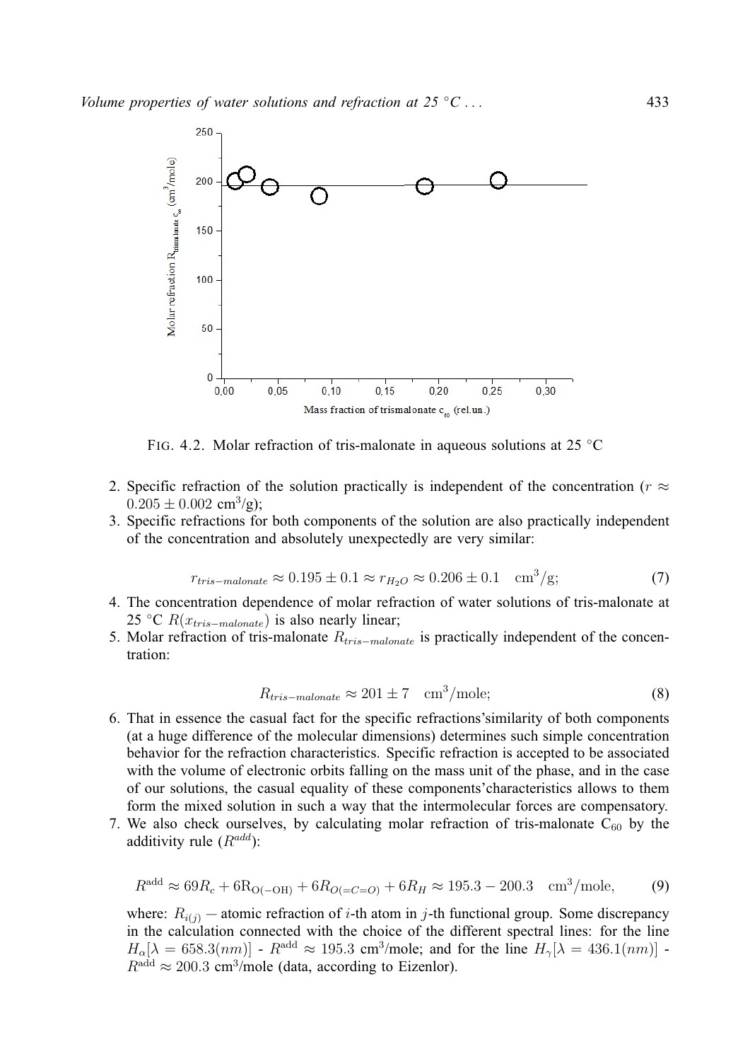250

200

150

100

50

0

Molar refraction $R_{trismalonate\ c_{60}}$ (cm³/mole)

0,00 0,05 0,10 0,15 0,20 0,25 0,30

Mass fraction of trismalonate $c_{60}$ (rel.un.)

FIG. 4.2. Molar refraction of tris-malonate in aqueous solutions at 25 °C

2. Specific refraction of the solution practically is independent of the concentration ($r \approx 0.205 \pm 0.002$ cm³/g);
3. Specific refractions for both components of the solution are also practically independent of the concentration and absolutely unexpectedly are very similar:

$$r_{tris-malonate} \approx 0.195 \pm 0.1 \approx r_{H_2O} \approx 0.206 \pm 0.1 \quad \text{cm}^3/\text{g}; \tag{7}$$

4. The concentration dependence of molar refraction of water solutions of tris-malonate at 25 °C $R(x_{tris-malonate})$ is also nearly linear;
5. Molar refraction of tris-malonate $R_{tris-malonate}$ is practically independent of the concentration:

$$R_{tris-malonate} \approx 201 \pm 7 \quad \text{cm}^3/\text{mole}; \tag{8}$$

6. That in essence the casual fact for the specific refractions'similarity of both components (at a huge difference of the molecular dimensions) determines such simple concentration behavior for the refraction characteristics. Specific refraction is accepted to be associated with the volume of electronic orbits falling on the mass unit of the phase, and in the case of our solutions, the casual equality of these components'characteristics allows to them form the mixed solution in such a way that the intermolecular forces are compensatory.
7. We also check ourselves, by calculating molar refraction of tris-malonate $C_{60}$ by the additivity rule ($R^{add}$):

$$R^{\text{add}} \approx 69R_c + 6\text{R}_{\text{O}(-\text{OH})} + 6R_{O(=C=O)} + 6R_H \approx 195.3 - 200.3 \quad \text{cm}^3/\text{mole}, \tag{9}$$

where: $R_{i(j)}$ — atomic refraction of $i$-th atom in $j$-th functional group. Some discrepancy in the calculation connected with the choice of the different spectral lines: for the line $H_\alpha[\lambda = 658.3(nm)]$ - $R^{\text{add}} \approx 195.3$ cm³/mole; and for the line $H_\gamma[\lambda = 436.1(nm)]$ - $R^{\text{add}} \approx 200.3$ cm³/mole (data, according to Eizenlor).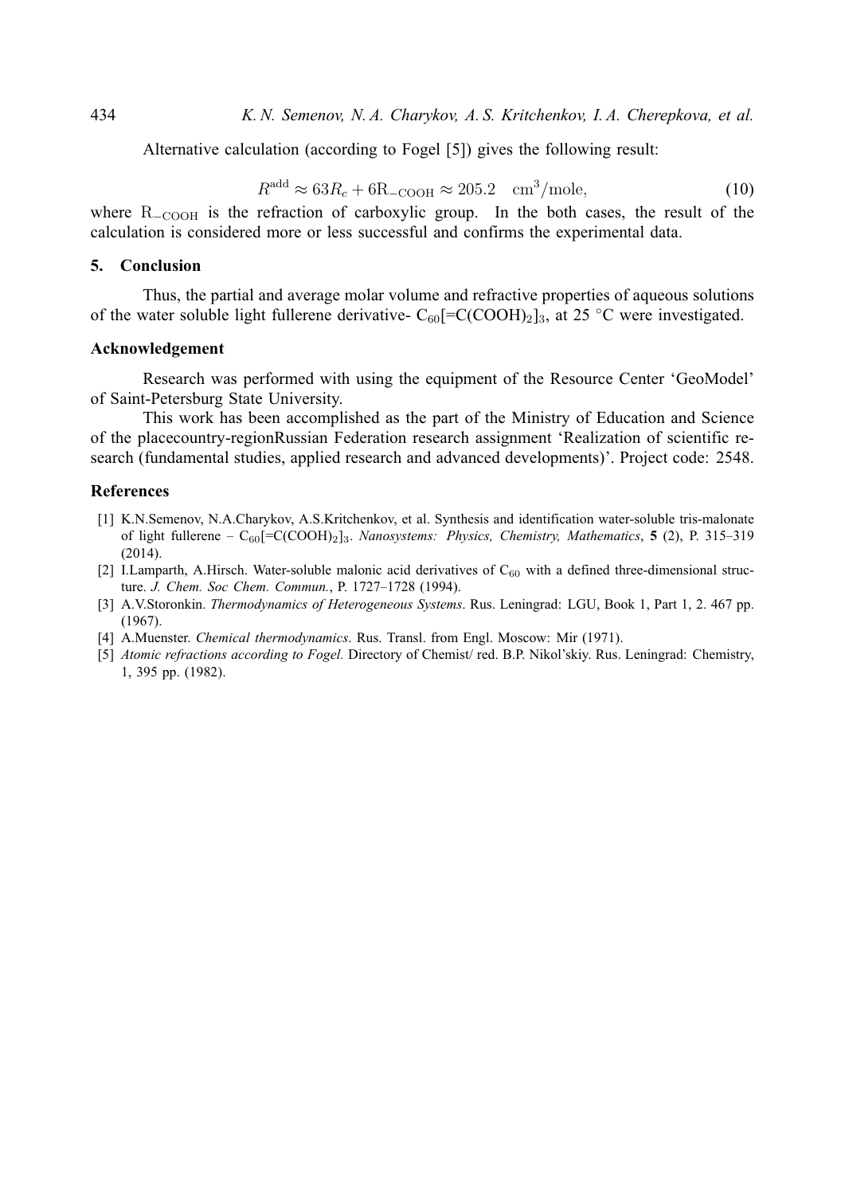Alternative calculation (according to Fogel [5]) gives the following result:

$$R^{\text{add}} \approx 63R_c + 6\text{R}_{-\text{COOH}} \approx 205.2 \quad \text{cm}^3/\text{mole}, \tag{10}$$

where $\text{R}_{-\text{COOH}}$ is the refraction of carboxylic group. In the both cases, the result of the calculation is considered more or less successful and confirms the experimental data.

## 5. Conclusion

Thus, the partial and average molar volume and refractive properties of aqueous solutions of the water soluble light fullerene derivative- $C_{60}[=C(COOH)_2]_3$, at 25 °C were investigated.

## Acknowledgement

Research was performed with using the equipment of the Resource Center 'GeoModel' of Saint-Petersburg State University.

This work has been accomplished as the part of the Ministry of Education and Science of the placecountry-regionRussian Federation research assignment 'Realization of scientific research (fundamental studies, applied research and advanced developments)'. Project code: 2548.

## References

[1] K.N.Semenov, N.A.Charykov, A.S.Kritchenkov, et al. Synthesis and identification water-soluble tris-malonate of light fullerene – $C_{60}[=C(COOH)_2]_3$. *Nanosystems: Physics, Chemistry, Mathematics*, **5** (2), P. 315–319 (2014).

[2] I.Lamparth, A.Hirsch. Water-soluble malonic acid derivatives of $C_{60}$ with a defined three-dimensional structure. *J. Chem. Soc Chem. Commun.*, P. 1727–1728 (1994).

[3] A.V.Storonkin. *Thermodynamics of Heterogeneous Systems*. Rus. Leningrad: LGU, Book 1, Part 1, 2. 467 pp. (1967).

[4] A.Muenster. *Chemical thermodynamics*. Rus. Transl. from Engl. Moscow: Mir (1971).

[5] *Atomic refractions according to Fogel.* Directory of Chemist/ red. B.P. Nikol'skiy. Rus. Leningrad: Chemistry, 1, 395 pp. (1982).